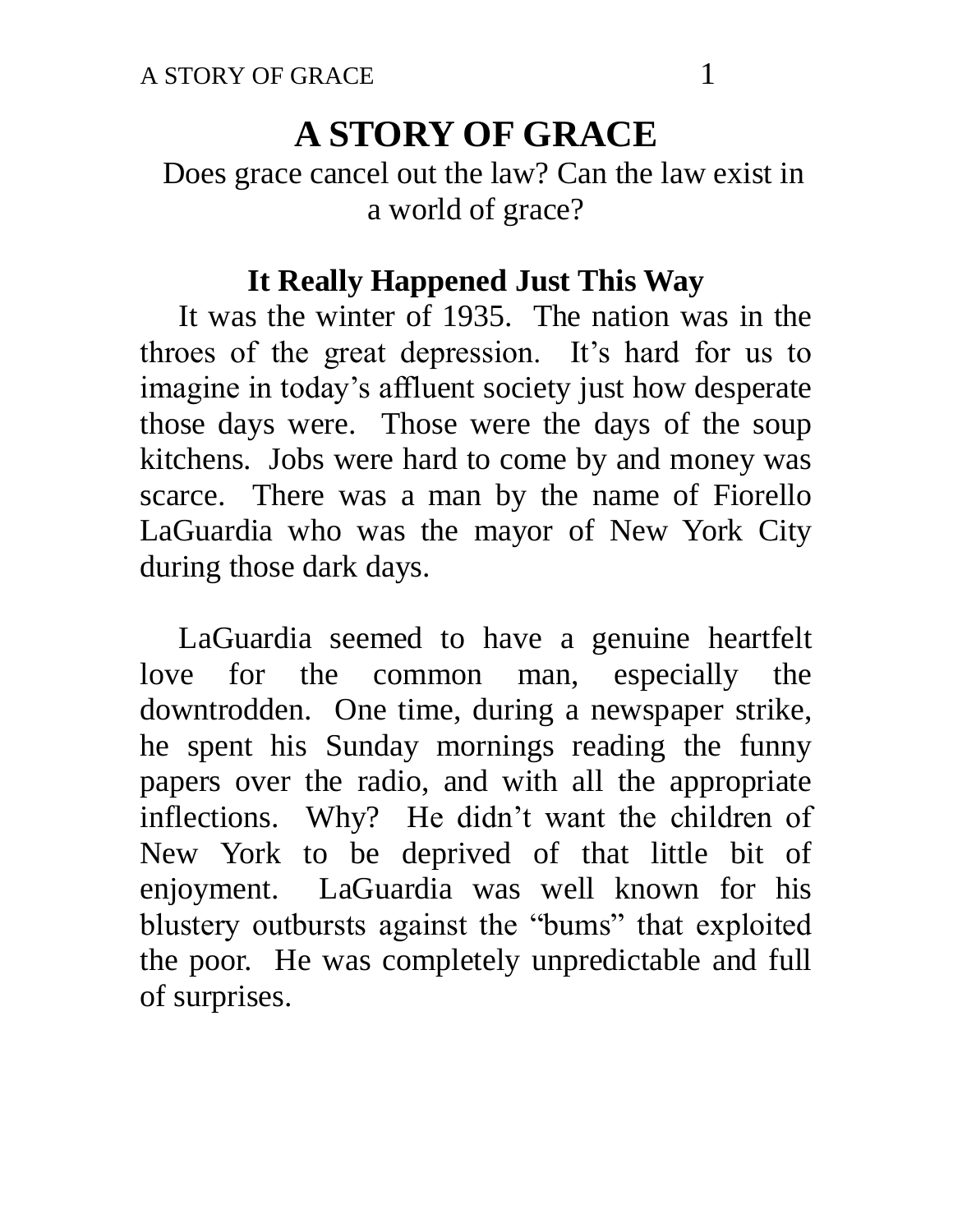# A STORY OF GRACE

Does grace cancel out the law? Can the law exist in a world of grace?

## It Really Happened Just This Way

It was the winter of 1935. The nation was in the throes of the great depression. It's hard for us to imagine in today's affluent society just how desperate those days were. Those were the days of the soup kitchens. Jobs were hard to come by and money was scarce. There was a man by the name of Fiorello LaGuardia who was the mayor of New York City during those dark days.

LaGuardia seemed to have a genuine heartfelt love for the common man, especially the downtrodden. One time, during a newspaper strike, he spent his Sunday mornings reading the funny papers over the radio, and with all the appropriate inflections. Why? He didn't want the children of New York to be deprived of that little bit of enjoyment. LaGuardia was well known for his blustery outbursts against the "bums" that exploited the poor. He was completely unpredictable and full of surprises.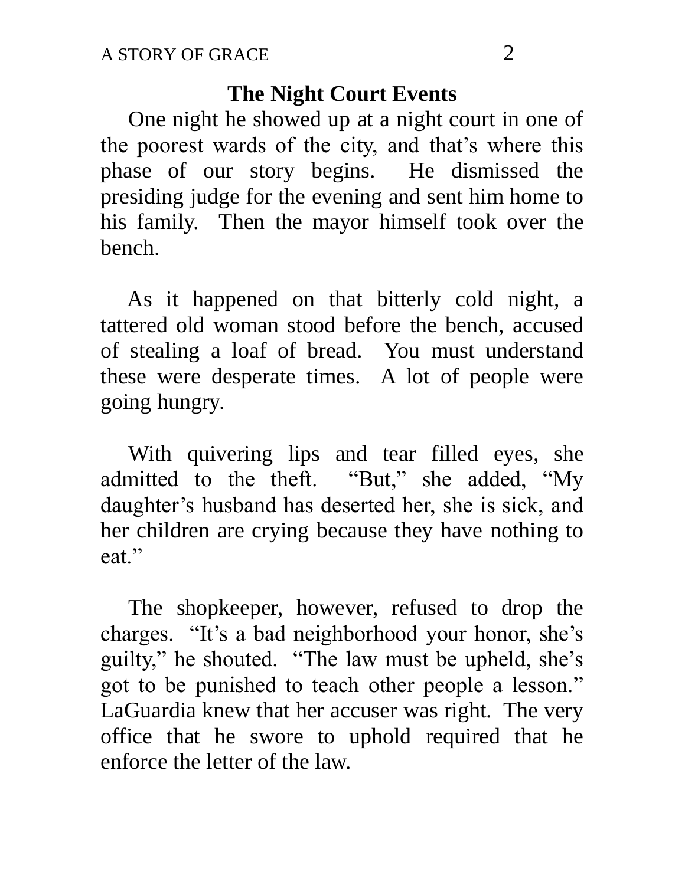## The Night Court Events

One night he showed up at a night court in one of the poorest wards of the city, and that's where this phase of our story begins. He dismissed the presiding judge for the evening and sent him home to his family. Then the mayor himself took over the bench.

As it happened on that bitterly cold night, a tattered old woman stood before the bench, accused of stealing a loaf of bread. You must understand these were desperate times. A lot of people were going hungry.

With quivering lips and tear filled eyes, she admitted to the theft. "But," she added, "My daughter's husband has deserted her, she is sick, and her children are crying because they have nothing to eat."

The shopkeeper, however, refused to drop the charges. "It's a bad neighborhood your honor, she's guilty," he shouted. "The law must be upheld, she's got to be punished to teach other people a lesson." LaGuardia knew that her accuser was right. The very office that he swore to uphold required that he enforce the letter of the law.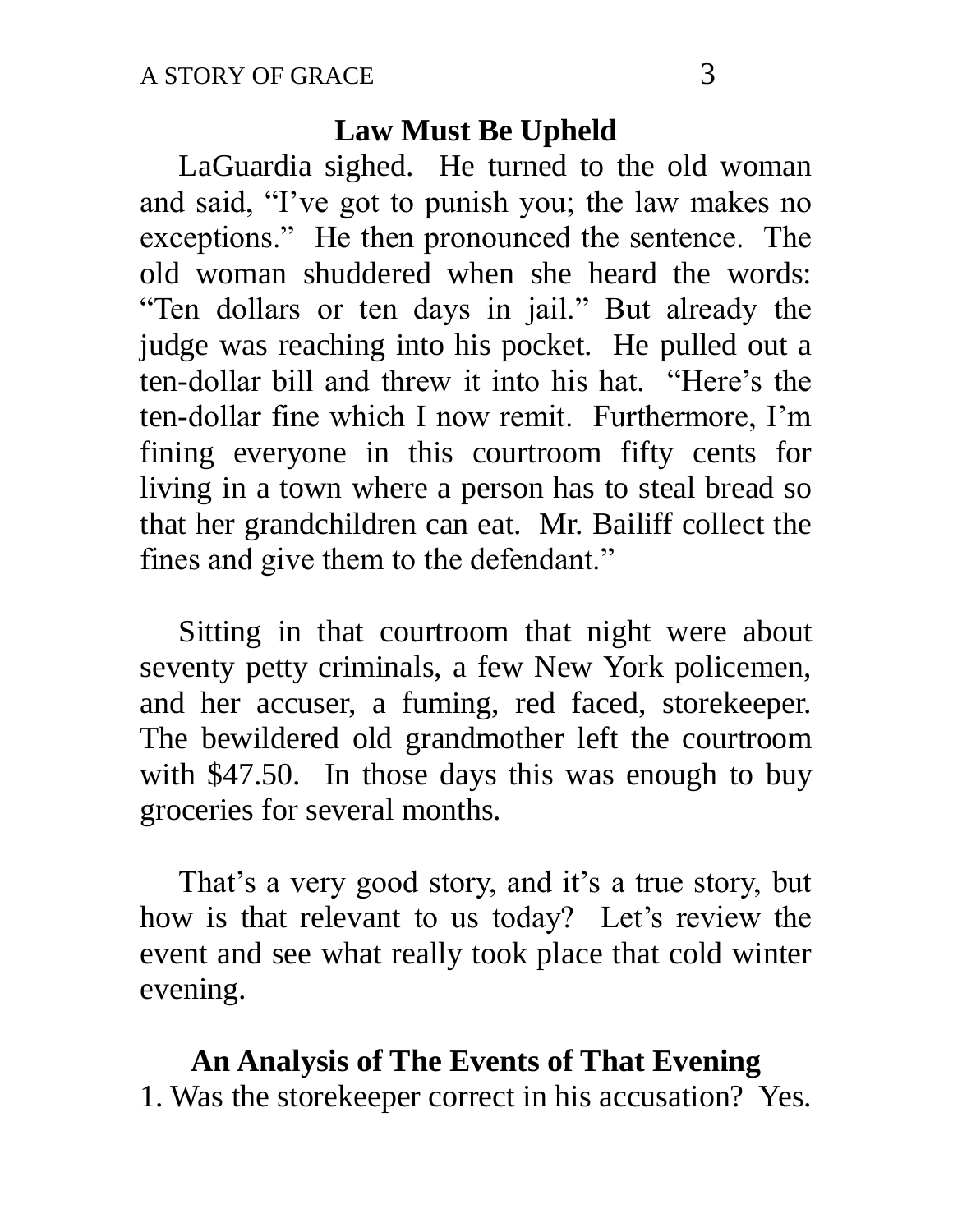## Law Must Be Upheld

LaGuardia sighed. He turned to the old woman and said, "I've got to punish you; the law makes no exceptions." He then pronounced the sentence. The old woman shuddered when she heard the words: "Ten dollars or ten days in jail." But already the judge was reaching into his pocket. He pulled out a ten-dollar bill and threw it into his hat. "Here's the ten-dollar fine which I now remit. Furthermore, I'm fining everyone in this courtroom fifty cents for living in a town where a person has to steal bread so that her grandchildren can eat. Mr. Bailiff collect the fines and give them to the defendant."

Sitting in that courtroom that night were about seventy petty criminals, a few New York policemen, and her accuser, a fuming, red faced, storekeeper. The bewildered old grandmother left the courtroom with $47.50. In those days this was enough to buy groceries for several months.

That's a very good story, and it's a true story, but how is that relevant to us today? Let's review the event and see what really took place that cold winter evening.

## An Analysis of The Events of That Evening

1. Was the storekeeper correct in his accusation? Yes.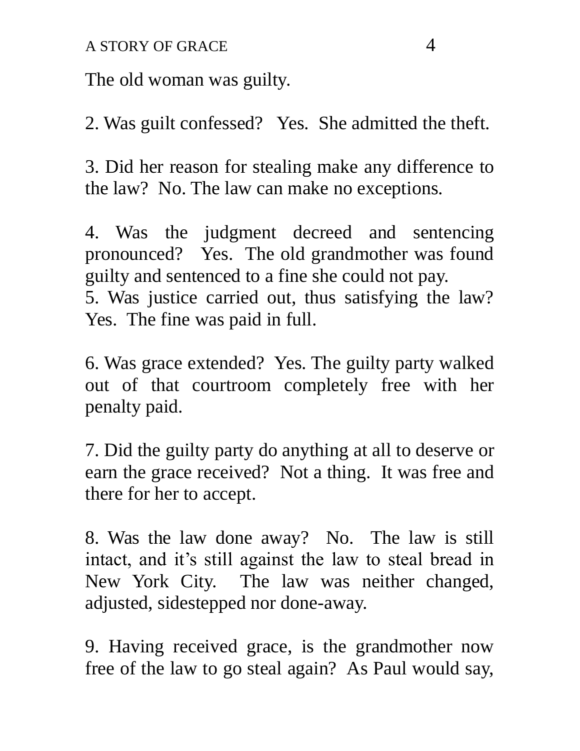The old woman was guilty.

2. Was guilt confessed? Yes. She admitted the theft.

3. Did her reason for stealing make any difference to the law? No. The law can make no exceptions.

4. Was the judgment decreed and sentencing pronounced? Yes. The old grandmother was found guilty and sentenced to a fine she could not pay.

5. Was justice carried out, thus satisfying the law? Yes. The fine was paid in full.

6. Was grace extended? Yes. The guilty party walked out of that courtroom completely free with her penalty paid.

7. Did the guilty party do anything at all to deserve or earn the grace received? Not a thing. It was free and there for her to accept.

8. Was the law done away? No. The law is still intact, and it's still against the law to steal bread in New York City. The law was neither changed, adjusted, sidestepped nor done-away.

9. Having received grace, is the grandmother now free of the law to go steal again? As Paul would say,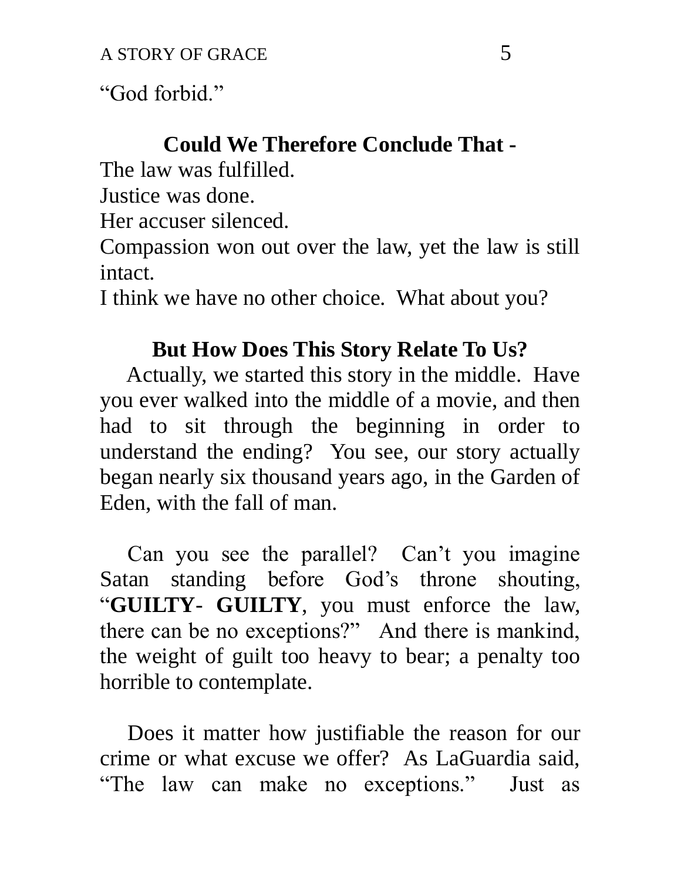"God forbid."

### Could We Therefore Conclude That -

The law was fulfilled.
Justice was done.
Her accuser silenced.
Compassion won out over the law, yet the law is still intact.
I think we have no other choice. What about you?

### But How Does This Story Relate To Us?

Actually, we started this story in the middle. Have you ever walked into the middle of a movie, and then had to sit through the beginning in order to understand the ending? You see, our story actually began nearly six thousand years ago, in the Garden of Eden, with the fall of man.

Can you see the parallel? Can't you imagine Satan standing before God's throne shouting, "**GUILTY**- **GUILTY**, you must enforce the law, there can be no exceptions?" And there is mankind, the weight of guilt too heavy to bear; a penalty too horrible to contemplate.

Does it matter how justifiable the reason for our crime or what excuse we offer? As LaGuardia said, "The law can make no exceptions." Just as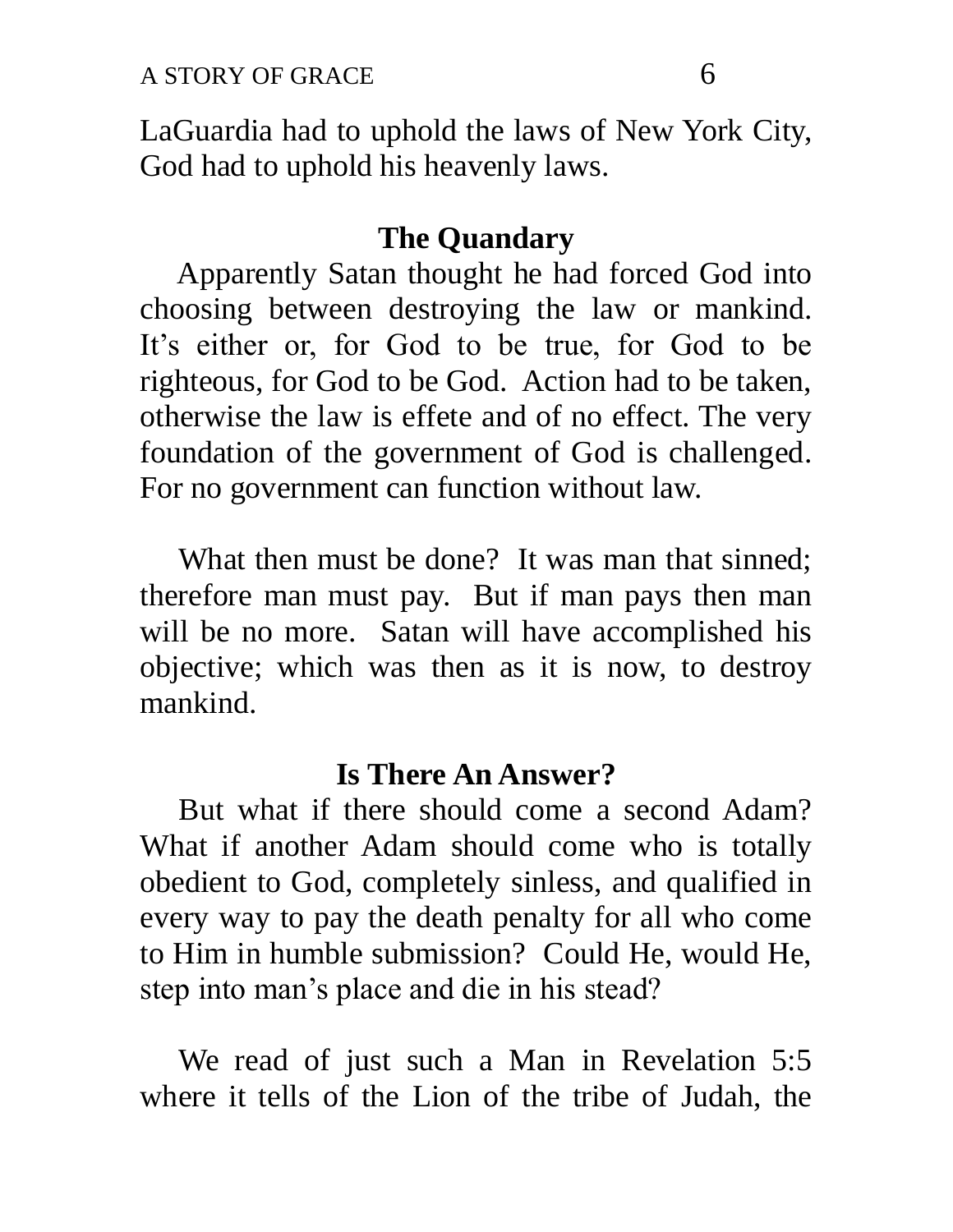LaGuardia had to uphold the laws of New York City, God had to uphold his heavenly laws.

### The Quandary

Apparently Satan thought he had forced God into choosing between destroying the law or mankind. It's either or, for God to be true, for God to be righteous, for God to be God. Action had to be taken, otherwise the law is effete and of no effect. The very foundation of the government of God is challenged. For no government can function without law.

What then must be done? It was man that sinned; therefore man must pay. But if man pays then man will be no more. Satan will have accomplished his objective; which was then as it is now, to destroy mankind.

### Is There An Answer?

But what if there should come a second Adam? What if another Adam should come who is totally obedient to God, completely sinless, and qualified in every way to pay the death penalty for all who come to Him in humble submission? Could He, would He, step into man's place and die in his stead?

We read of just such a Man in Revelation 5:5 where it tells of the Lion of the tribe of Judah, the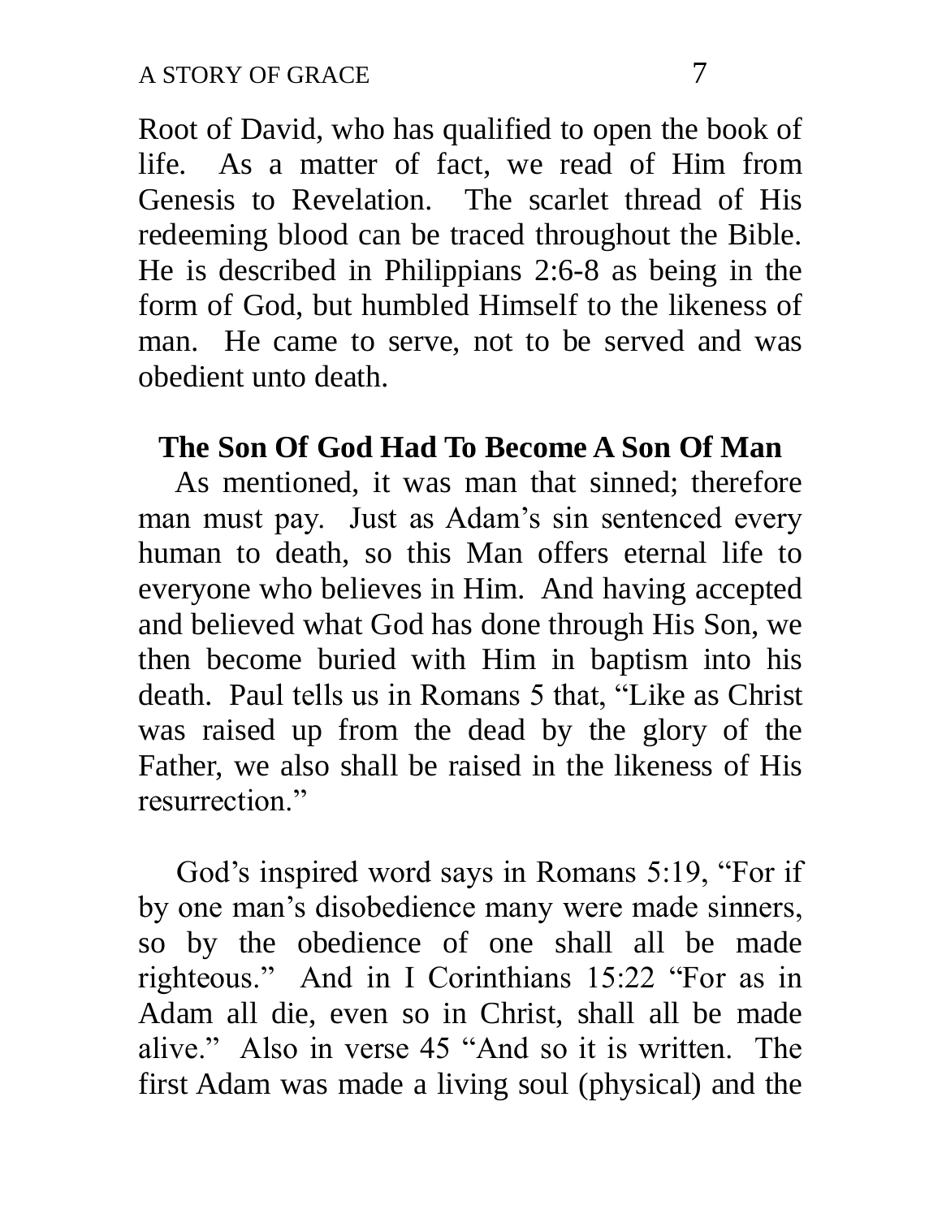Root of David, who has qualified to open the book of life. As a matter of fact, we read of Him from Genesis to Revelation. The scarlet thread of His redeeming blood can be traced throughout the Bible. He is described in Philippians 2:6-8 as being in the form of God, but humbled Himself to the likeness of man. He came to serve, not to be served and was obedient unto death.

## The Son Of God Had To Become A Son Of Man

As mentioned, it was man that sinned; therefore man must pay. Just as Adam's sin sentenced every human to death, so this Man offers eternal life to everyone who believes in Him. And having accepted and believed what God has done through His Son, we then become buried with Him in baptism into his death. Paul tells us in Romans 5 that, "Like as Christ was raised up from the dead by the glory of the Father, we also shall be raised in the likeness of His resurrection."

God's inspired word says in Romans 5:19, "For if by one man's disobedience many were made sinners, so by the obedience of one shall all be made righteous." And in I Corinthians 15:22 "For as in Adam all die, even so in Christ, shall all be made alive." Also in verse 45 "And so it is written. The first Adam was made a living soul (physical) and the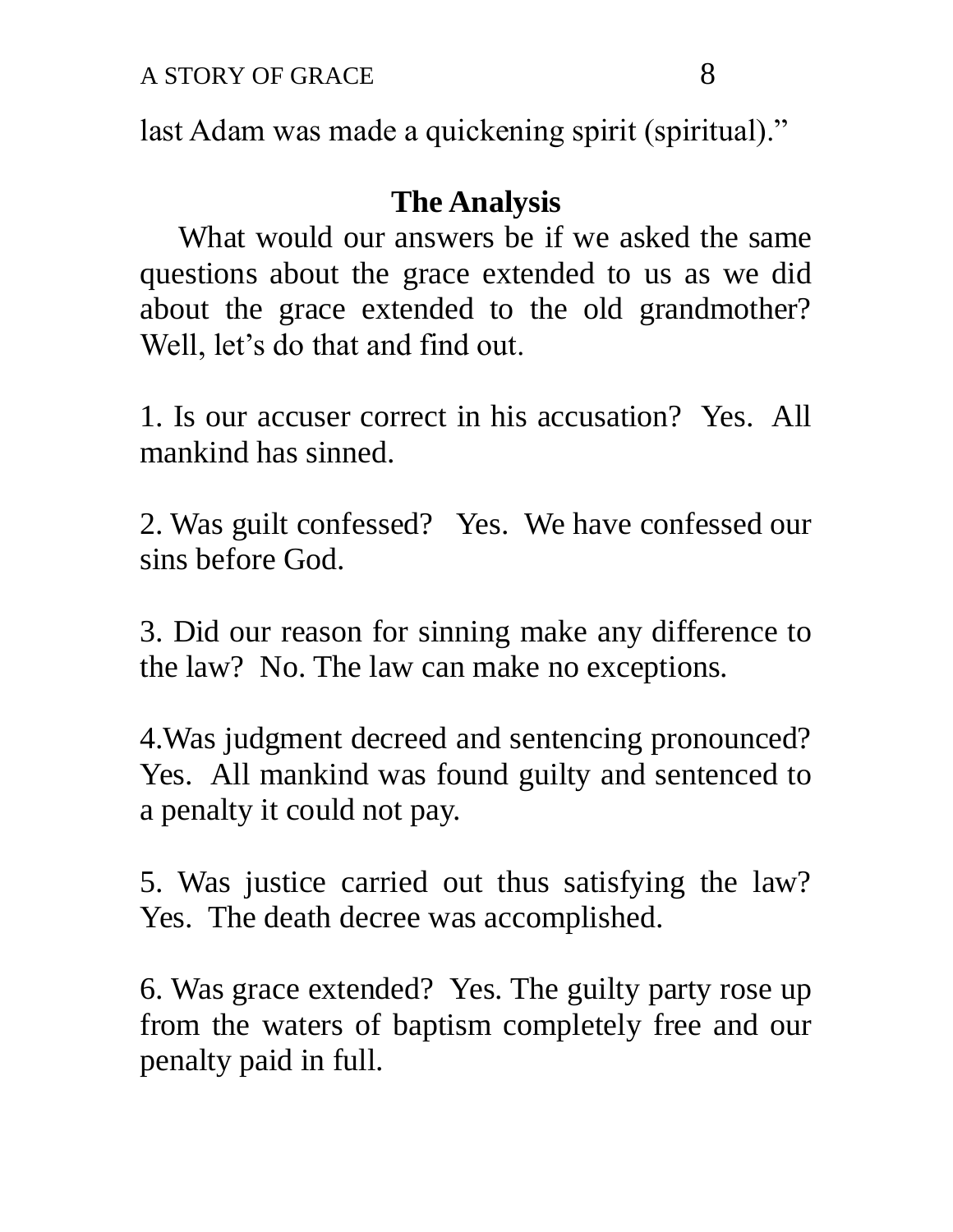last Adam was made a quickening spirit (spiritual)."

**The Analysis**

What would our answers be if we asked the same questions about the grace extended to us as we did about the grace extended to the old grandmother? Well, let's do that and find out.

1. Is our accuser correct in his accusation? Yes. All mankind has sinned.

2. Was guilt confessed? Yes. We have confessed our sins before God.

3. Did our reason for sinning make any difference to the law? No. The law can make no exceptions.

4. Was judgment decreed and sentencing pronounced? Yes. All mankind was found guilty and sentenced to a penalty it could not pay.

5. Was justice carried out thus satisfying the law? Yes. The death decree was accomplished.

6. Was grace extended? Yes. The guilty party rose up from the waters of baptism completely free and our penalty paid in full.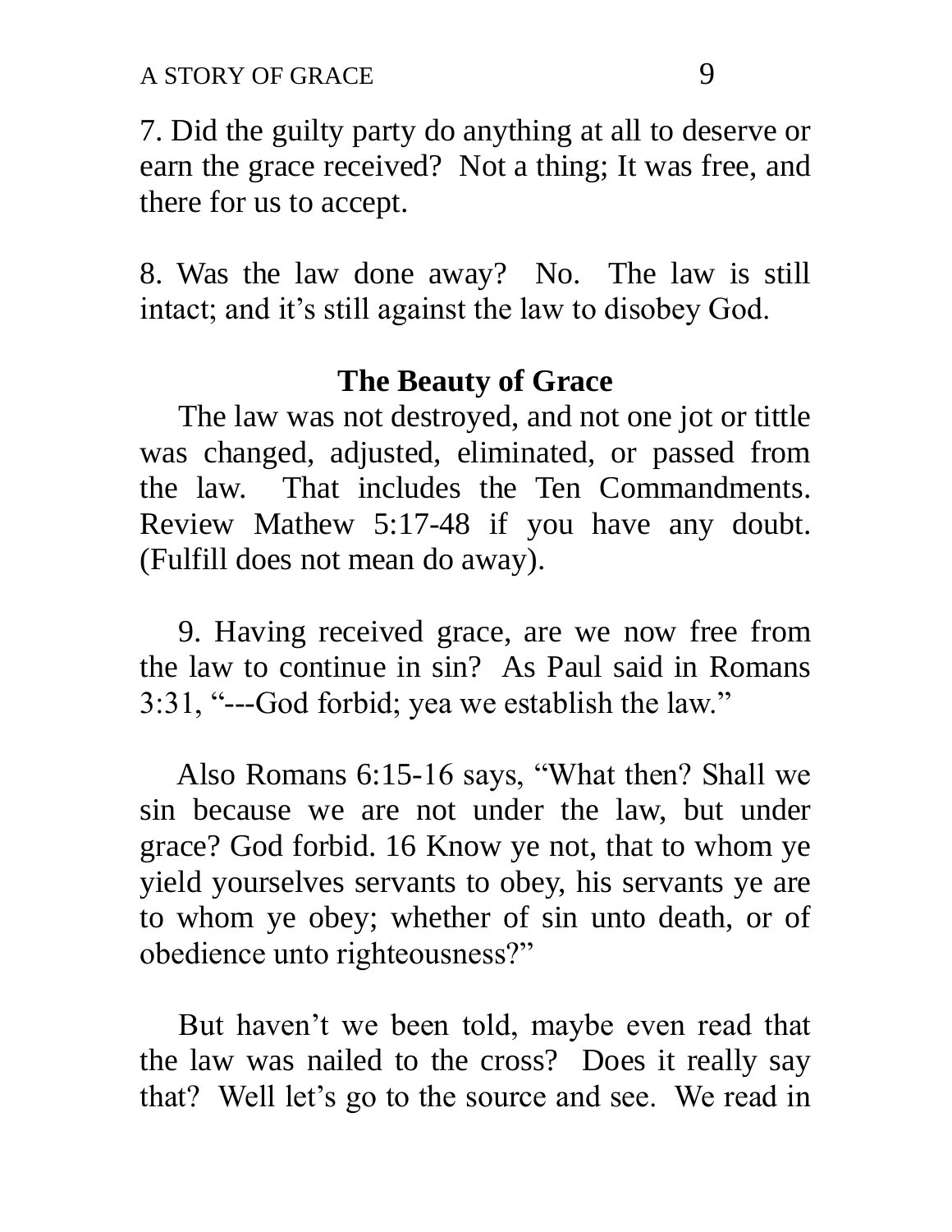7. Did the guilty party do anything at all to deserve or earn the grace received? Not a thing; It was free, and there for us to accept.

8. Was the law done away? No. The law is still intact; and it's still against the law to disobey God.

### The Beauty of Grace

The law was not destroyed, and not one jot or tittle was changed, adjusted, eliminated, or passed from the law. That includes the Ten Commandments. Review Mathew 5:17-48 if you have any doubt. (Fulfill does not mean do away).

9. Having received grace, are we now free from the law to continue in sin? As Paul said in Romans 3:31, "---God forbid; yea we establish the law."

Also Romans 6:15-16 says, "What then? Shall we sin because we are not under the law, but under grace? God forbid. 16 Know ye not, that to whom ye yield yourselves servants to obey, his servants ye are to whom ye obey; whether of sin unto death, or of obedience unto righteousness?"

But haven't we been told, maybe even read that the law was nailed to the cross? Does it really say that? Well let's go to the source and see. We read in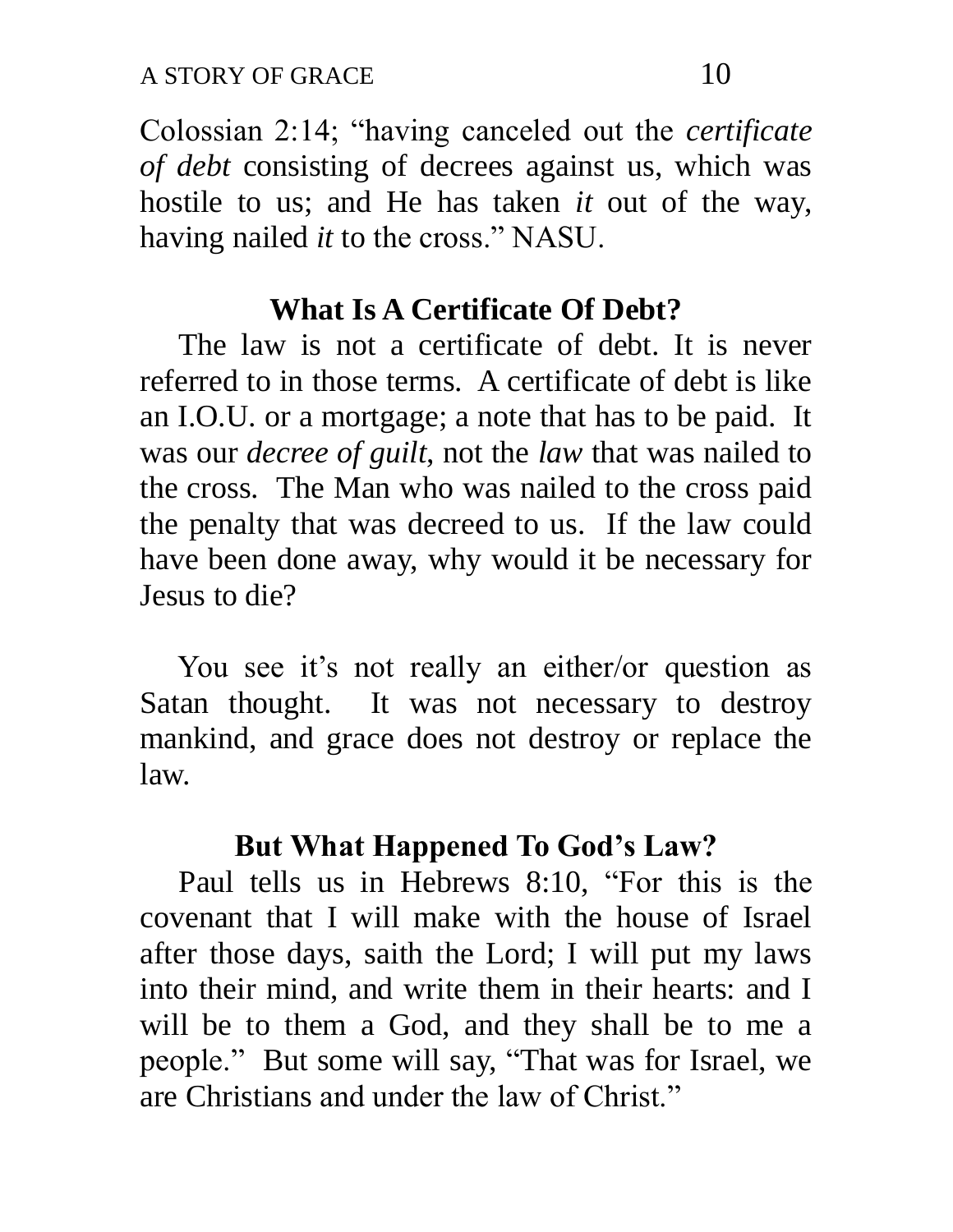Colossian 2:14; "having canceled out the *certificate of debt* consisting of decrees against us, which was hostile to us; and He has taken *it* out of the way, having nailed *it* to the cross." NASU.

## What Is A Certificate Of Debt?

The law is not a certificate of debt. It is never referred to in those terms. A certificate of debt is like an I.O.U. or a mortgage; a note that has to be paid. It was our *decree of guilt*, not the *law* that was nailed to the cross. The Man who was nailed to the cross paid the penalty that was decreed to us. If the law could have been done away, why would it be necessary for Jesus to die?

You see it's not really an either/or question as Satan thought. It was not necessary to destroy mankind, and grace does not destroy or replace the law.

## But What Happened To God's Law?

Paul tells us in Hebrews 8:10, "For this is the covenant that I will make with the house of Israel after those days, saith the Lord; I will put my laws into their mind, and write them in their hearts: and I will be to them a God, and they shall be to me a people." But some will say, "That was for Israel, we are Christians and under the law of Christ."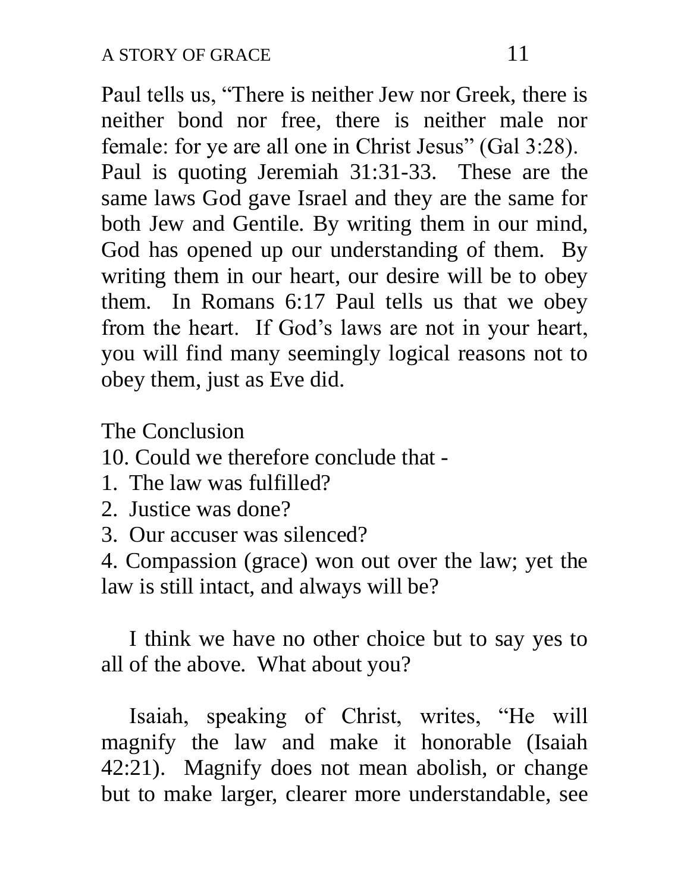Paul tells us, "There is neither Jew nor Greek, there is neither bond nor free, there is neither male nor female: for ye are all one in Christ Jesus" (Gal 3:28). Paul is quoting Jeremiah 31:31-33. These are the same laws God gave Israel and they are the same for both Jew and Gentile. By writing them in our mind, God has opened up our understanding of them. By writing them in our heart, our desire will be to obey them. In Romans 6:17 Paul tells us that we obey from the heart. If God's laws are not in your heart, you will find many seemingly logical reasons not to obey them, just as Eve did.

The Conclusion

10. Could we therefore conclude that -

1. The law was fulfilled?
2. Justice was done?
3. Our accuser was silenced?
4. Compassion (grace) won out over the law; yet the law is still intact, and always will be?

I think we have no other choice but to say yes to all of the above. What about you?

Isaiah, speaking of Christ, writes, "He will magnify the law and make it honorable (Isaiah 42:21). Magnify does not mean abolish, or change but to make larger, clearer more understandable, see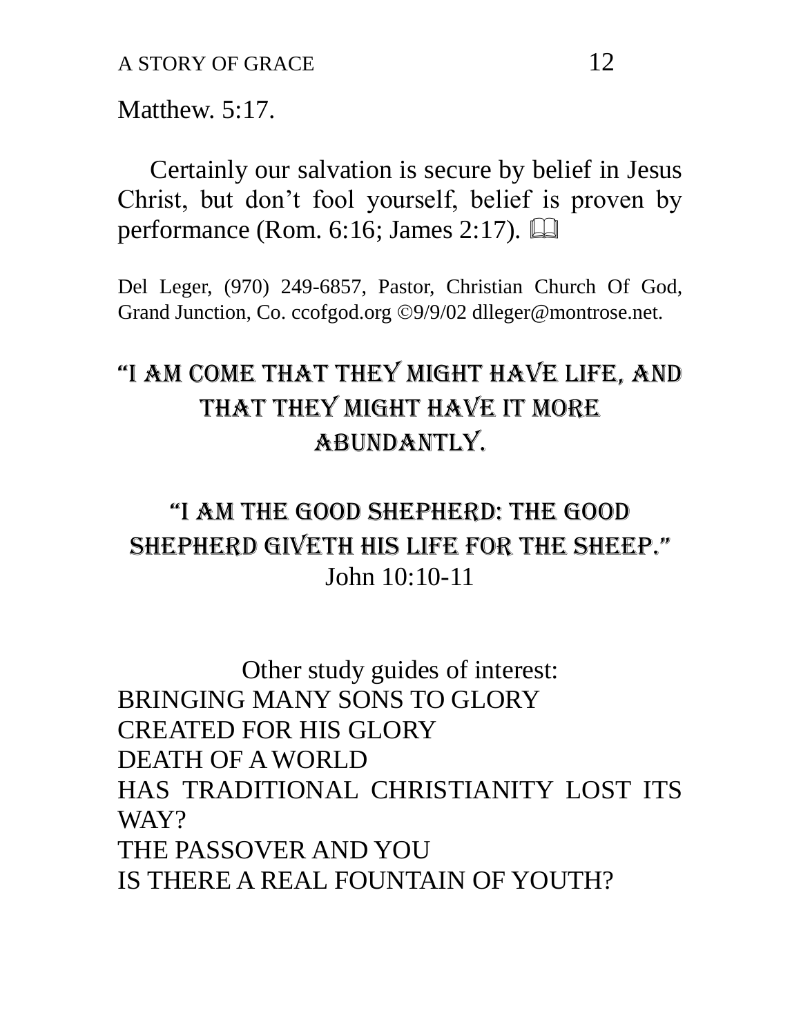Matthew. 5:17.

Certainly our salvation is secure by belief in Jesus Christ, but don't fool yourself, belief is proven by performance (Rom. 6:16; James 2:17). 🕮

Del Leger, (970) 249-6857, Pastor, Christian Church Of God, Grand Junction, Co. ccofgod.org ©9/9/02 dlleger@montrose.net.

**"I AM COME THAT THEY MIGHT HAVE LIFE, AND THAT THEY MIGHT HAVE IT MORE ABUNDANTLY.**

**"I AM THE GOOD SHEPHERD: THE GOOD SHEPHERD GIVETH HIS LIFE FOR THE SHEEP."**
John 10:10-11

Other study guides of interest:

BRINGING MANY SONS TO GLORY
CREATED FOR HIS GLORY
DEATH OF A WORLD
HAS TRADITIONAL CHRISTIANITY LOST ITS WAY?
THE PASSOVER AND YOU
IS THERE A REAL FOUNTAIN OF YOUTH?